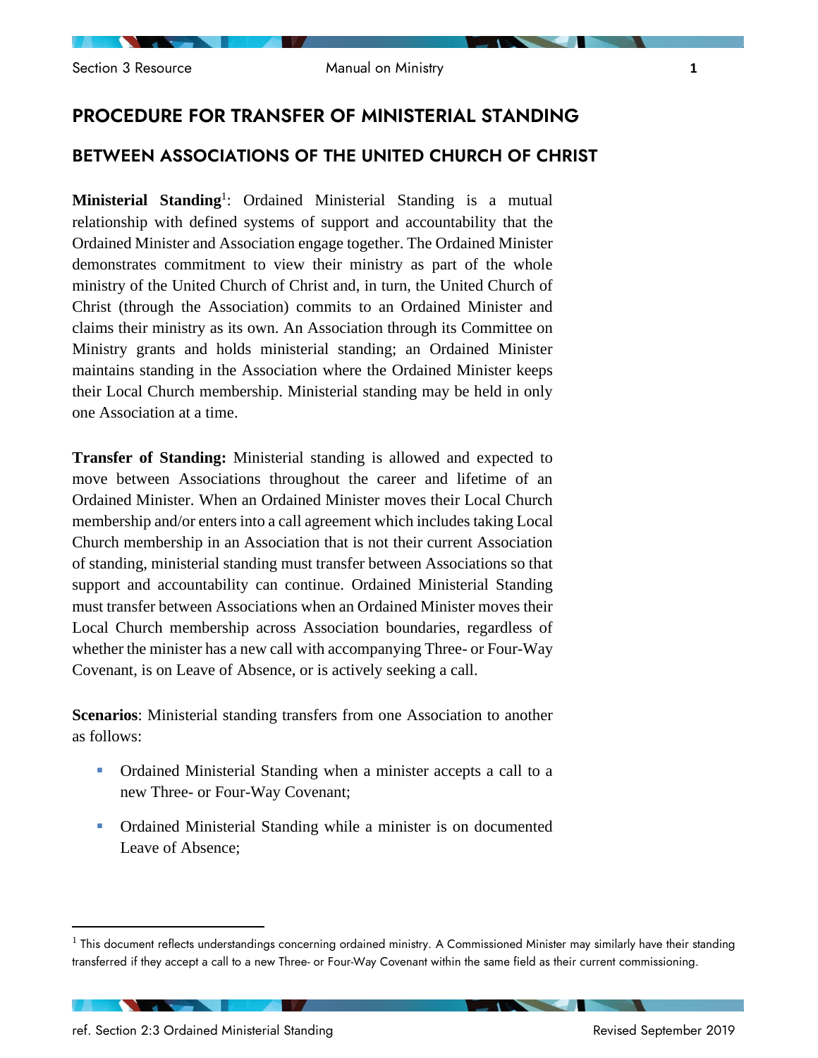# PROCEDURE FOR TRANSFER OF MINISTERIAL STANDING

## BETWEEN ASSOCIATIONS OF THE UNITED CHURCH OF CHRIST

**Ministerial Standing**[1]: Ordained Ministerial Standing is a mutual relationship with defined systems of support and accountability that the Ordained Minister and Association engage together. The Ordained Minister demonstrates commitment to view their ministry as part of the whole ministry of the United Church of Christ and, in turn, the United Church of Christ (through the Association) commits to an Ordained Minister and claims their ministry as its own. An Association through its Committee on Ministry grants and holds ministerial standing; an Ordained Minister maintains standing in the Association where the Ordained Minister keeps their Local Church membership. Ministerial standing may be held in only one Association at a time.

**Transfer of Standing:** Ministerial standing is allowed and expected to move between Associations throughout the career and lifetime of an Ordained Minister. When an Ordained Minister moves their Local Church membership and/or enters into a call agreement which includes taking Local Church membership in an Association that is not their current Association of standing, ministerial standing must transfer between Associations so that support and accountability can continue. Ordained Ministerial Standing must transfer between Associations when an Ordained Minister moves their Local Church membership across Association boundaries, regardless of whether the minister has a new call with accompanying Three- or Four-Way Covenant, is on Leave of Absence, or is actively seeking a call.

**Scenarios**: Ministerial standing transfers from one Association to another as follows:

- Ordained Ministerial Standing when a minister accepts a call to a new Three- or Four-Way Covenant;
- Ordained Ministerial Standing while a minister is on documented Leave of Absence;

[1] This document reflects understandings concerning ordained ministry. A Commissioned Minister may similarly have their standing transferred if they accept a call to a new Three- or Four-Way Covenant within the same field as their current commissioning.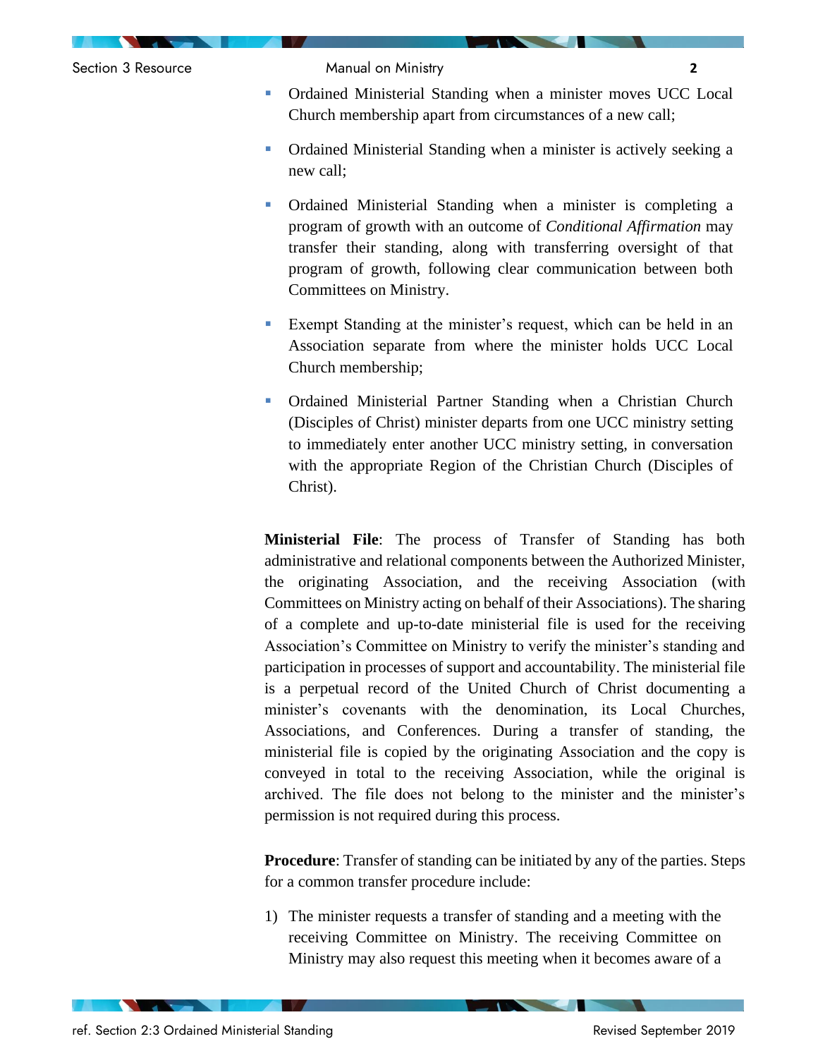- Ordained Ministerial Standing when a minister moves UCC Local Church membership apart from circumstances of a new call;
- Ordained Ministerial Standing when a minister is actively seeking a new call;
- Ordained Ministerial Standing when a minister is completing a program of growth with an outcome of *Conditional Affirmation* may transfer their standing, along with transferring oversight of that program of growth, following clear communication between both Committees on Ministry.
- Exempt Standing at the minister's request, which can be held in an Association separate from where the minister holds UCC Local Church membership;
- Ordained Ministerial Partner Standing when a Christian Church (Disciples of Christ) minister departs from one UCC ministry setting to immediately enter another UCC ministry setting, in conversation with the appropriate Region of the Christian Church (Disciples of Christ).

**Ministerial File**: The process of Transfer of Standing has both administrative and relational components between the Authorized Minister, the originating Association, and the receiving Association (with Committees on Ministry acting on behalf of their Associations). The sharing of a complete and up-to-date ministerial file is used for the receiving Association's Committee on Ministry to verify the minister's standing and participation in processes of support and accountability. The ministerial file is a perpetual record of the United Church of Christ documenting a minister's covenants with the denomination, its Local Churches, Associations, and Conferences. During a transfer of standing, the ministerial file is copied by the originating Association and the copy is conveyed in total to the receiving Association, while the original is archived. The file does not belong to the minister and the minister's permission is not required during this process.

**Procedure**: Transfer of standing can be initiated by any of the parties. Steps for a common transfer procedure include:

1) The minister requests a transfer of standing and a meeting with the receiving Committee on Ministry. The receiving Committee on Ministry may also request this meeting when it becomes aware of a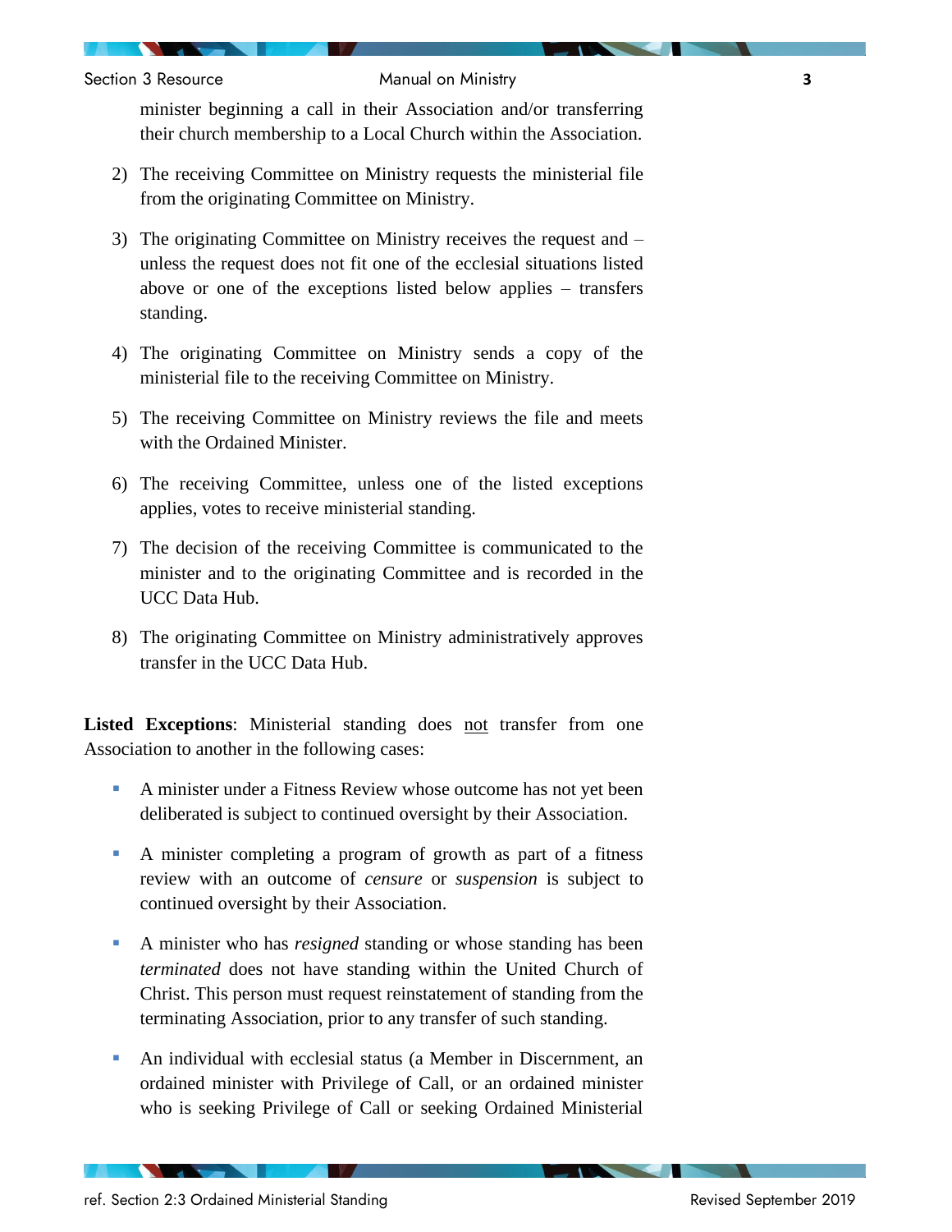minister beginning a call in their Association and/or transferring their church membership to a Local Church within the Association.

2) The receiving Committee on Ministry requests the ministerial file from the originating Committee on Ministry.

3) The originating Committee on Ministry receives the request and – unless the request does not fit one of the ecclesial situations listed above or one of the exceptions listed below applies – transfers standing.

4) The originating Committee on Ministry sends a copy of the ministerial file to the receiving Committee on Ministry.

5) The receiving Committee on Ministry reviews the file and meets with the Ordained Minister.

6) The receiving Committee, unless one of the listed exceptions applies, votes to receive ministerial standing.

7) The decision of the receiving Committee is communicated to the minister and to the originating Committee and is recorded in the UCC Data Hub.

8) The originating Committee on Ministry administratively approves transfer in the UCC Data Hub.

**Listed Exceptions**: Ministerial standing does <u>not</u> transfer from one Association to another in the following cases:

- A minister under a Fitness Review whose outcome has not yet been deliberated is subject to continued oversight by their Association.
- A minister completing a program of growth as part of a fitness review with an outcome of *censure* or *suspension* is subject to continued oversight by their Association.
- A minister who has *resigned* standing or whose standing has been *terminated* does not have standing within the United Church of Christ. This person must request reinstatement of standing from the terminating Association, prior to any transfer of such standing.
- An individual with ecclesial status (a Member in Discernment, an ordained minister with Privilege of Call, or an ordained minister who is seeking Privilege of Call or seeking Ordained Ministerial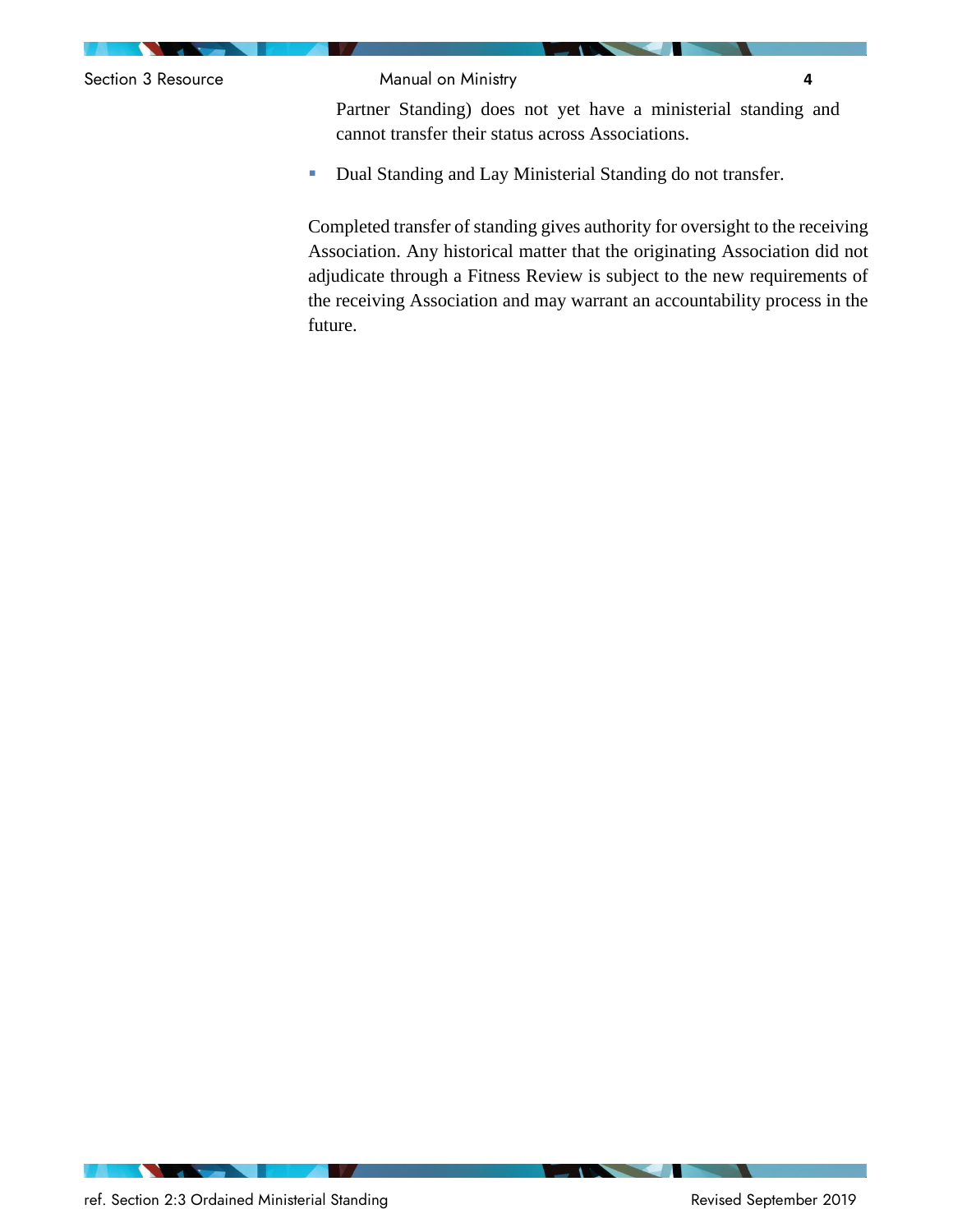Partner Standing) does not yet have a ministerial standing and cannot transfer their status across Associations.

- Dual Standing and Lay Ministerial Standing do not transfer.

Completed transfer of standing gives authority for oversight to the receiving Association. Any historical matter that the originating Association did not adjudicate through a Fitness Review is subject to the new requirements of the receiving Association and may warrant an accountability process in the future.